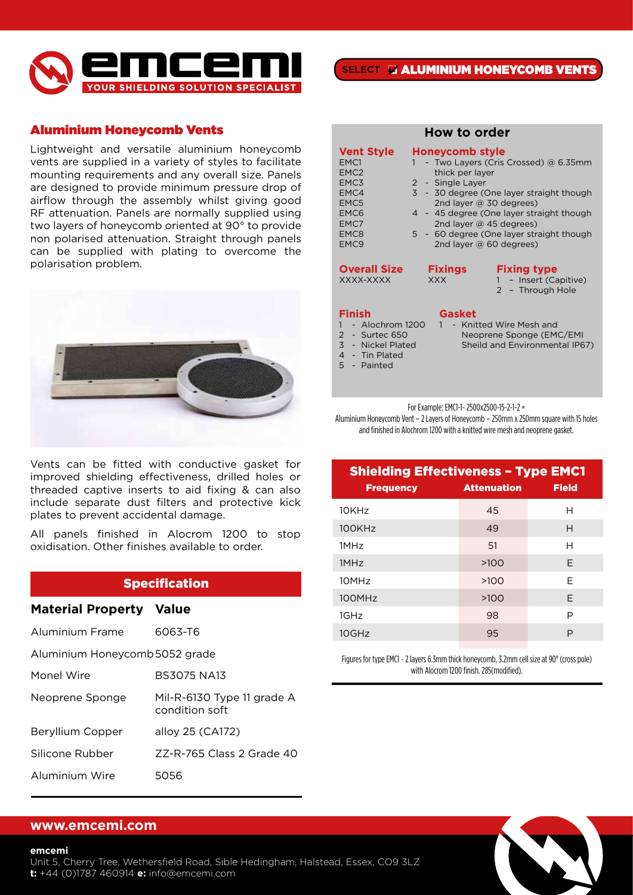SELECT ☑ ALUMINIUM HONEYCOMB VENTS

## Aluminium Honeycomb Vents

Lightweight and versatile aluminium honeycomb vents are supplied in a variety of styles to facilitate mounting requirements and any overall size. Panels are designed to provide minimum pressure drop of airflow through the assembly whilst giving good RF attenuation. Panels are normally supplied using two layers of honeycomb oriented at 90° to provide non polarised attenuation. Straight through panels can be supplied with plating to overcome the polarisation problem.

Vents can be fitted with conductive gasket for improved shielding effectiveness, drilled holes or threaded captive inserts to aid fixing & can also include separate dust filters and protective kick plates to prevent accidental damage.

All panels finished in Alocrom 1200 to stop oxidisation. Other finishes available to order.

## Specification

| Material Property | Value |
|---|---|
| Aluminium Frame | 6063-T6 |
| Aluminium Honeycomb | 5052 grade |
| Monel Wire | BS3075 NA13 |
| Neoprene Sponge | Mil-R-6130 Type 11 grade A condition soft |
| Beryllium Copper | alloy 25 (CA172) |
| Silicone Rubber | ZZ-R-765 Class 2 Grade 40 |
| Aluminium Wire | 5056 |

## How to order

**Vent Style**
- EMC1
- EMC2
- EMC3
- EMC4
- EMC5
- EMC6
- EMC7
- EMC8
- EMC9

**Honeycomb style**
1. - Two Layers (Cris Crossed) @ 6.35mm thick per layer
2. - Single Layer
3. - 30 degree (One layer straight though 2nd layer @ 30 degrees)
4. - 45 degree (One layer straight though 2nd layer @ 45 degrees)
5. - 60 degree (One layer straight though 2nd layer @ 60 degrees)

**Overall Size**
XXXX-XXXX

**Fixings**
XXX

**Fixing type**
1. – Insert (Capitive)
2. – Through Hole

**Finish**
1. - Alochrom 1200
2. - Surtec 650
3. - Nickel Plated
4. - Tin Plated
5. - Painted

**Gasket**
1. - Knitted Wire Mesh and Neoprene Sponge (EMC/EMI Sheild and Environmental IP67)

For Example: EMC1-1- 2500x2500-15-2-1-2 =
Aluminium Honeycomb Vent – 2 Layers of Honeycomb – 250mm x 250mm square with 15 holes and finished in Alochrom 1200 with a knitted wire mesh and neoprene gasket.

## Shielding Effectiveness – Type EMC1

| Frequency | Attenuation | Field |
|---|---|---|
| 10KHz | 45 | H |
| 100KHz | 49 | H |
| 1MHz | 51 | H |
| 1MHz | >100 | E |
| 10MHz | >100 | E |
| 100MHz | >100 | E |
| 1GHz | 98 | P |
| 10GHz | 95 | P |

Figures for type EMC1 - 2 layers 6.3mm thick honeycomb, 3.2mm cell size at 90° (cross pole) with Alocrom 1200 finish. 285(modified).

**www.emcemi.com**

**emcemi**
Unit 5, Cherry Tree, Wethersfield Road, Sible Hedingham, Halstead, Essex, CO9 3LZ
**t:** +44 (0)1787 460914 **e:** info@emcemi.com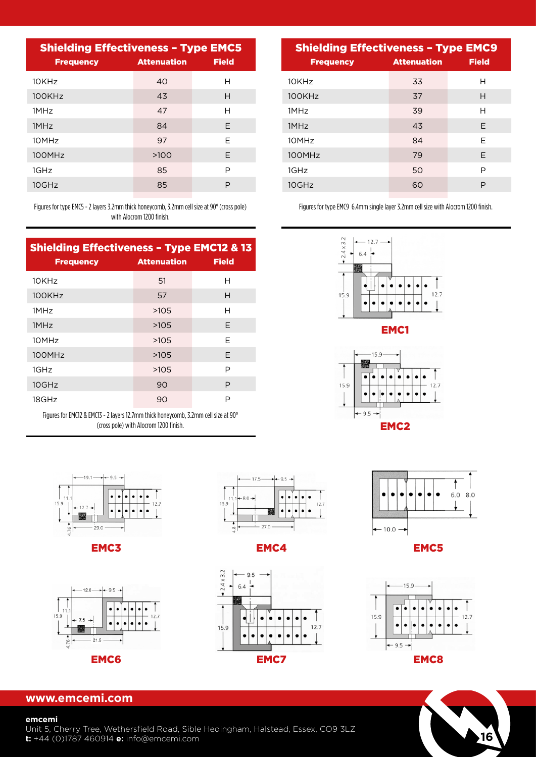## Shielding Effectiveness – Type EMC5

| Frequency | Attenuation | Field |
|---|---|---|
| 10KHz | 40 | H |
| 100KHz | 43 | H |
| 1MHz | 47 | H |
| 1MHz | 84 | E |
| 10MHz | 97 | E |
| 100MHz | >100 | E |
| 1GHz | 85 | P |
| 10GHz | 85 | P |

Figures for type EMC5 - 2 layers 3.2mm thick honeycomb, 3.2mm cell size at 90° (cross pole) with Alocrom 1200 finish.

## Shielding Effectiveness – Type EMC9

| Frequency | Attenuation | Field |
|---|---|---|
| 10KHz | 33 | H |
| 100KHz | 37 | H |
| 1MHz | 39 | H |
| 1MHz | 43 | E |
| 10MHz | 84 | E |
| 100MHz | 79 | E |
| 1GHz | 50 | P |
| 10GHz | 60 | P |

Figures for type EMC9 6.4mm single layer 3.2mm cell size with Alocrom 1200 finish.

## Shielding Effectiveness – Type EMC12 & 13

| Frequency | Attenuation | Field |
|---|---|---|
| 10KHz | 51 | H |
| 100KHz | 57 | H |
| 1MHz | >105 | H |
| 1MHz | >105 | E |
| 10MHz | >105 | E |
| 100MHz | >105 | E |
| 1GHz | >105 | P |
| 10GHz | 90 | P |
| 18GHz | 90 | P |

Figures for EMC12 & EMC13 - 2 layers 12.7mm thick honeycomb, 3.2mm cell size at 90° (cross pole) with Alocrom 1200 finish.

**EMC1**

**EMC2**

**EMC3**

**EMC4**

**EMC5**

**EMC6**

**EMC7**

**EMC8**

**www.emcemi.com**

**emcemi**
Unit 5, Cherry Tree, Wethersfield Road, Sible Hedingham, Halstead, Essex, CO9 3LZ
**t:** +44 (0)1787 460914 **e:** info@emcemi.com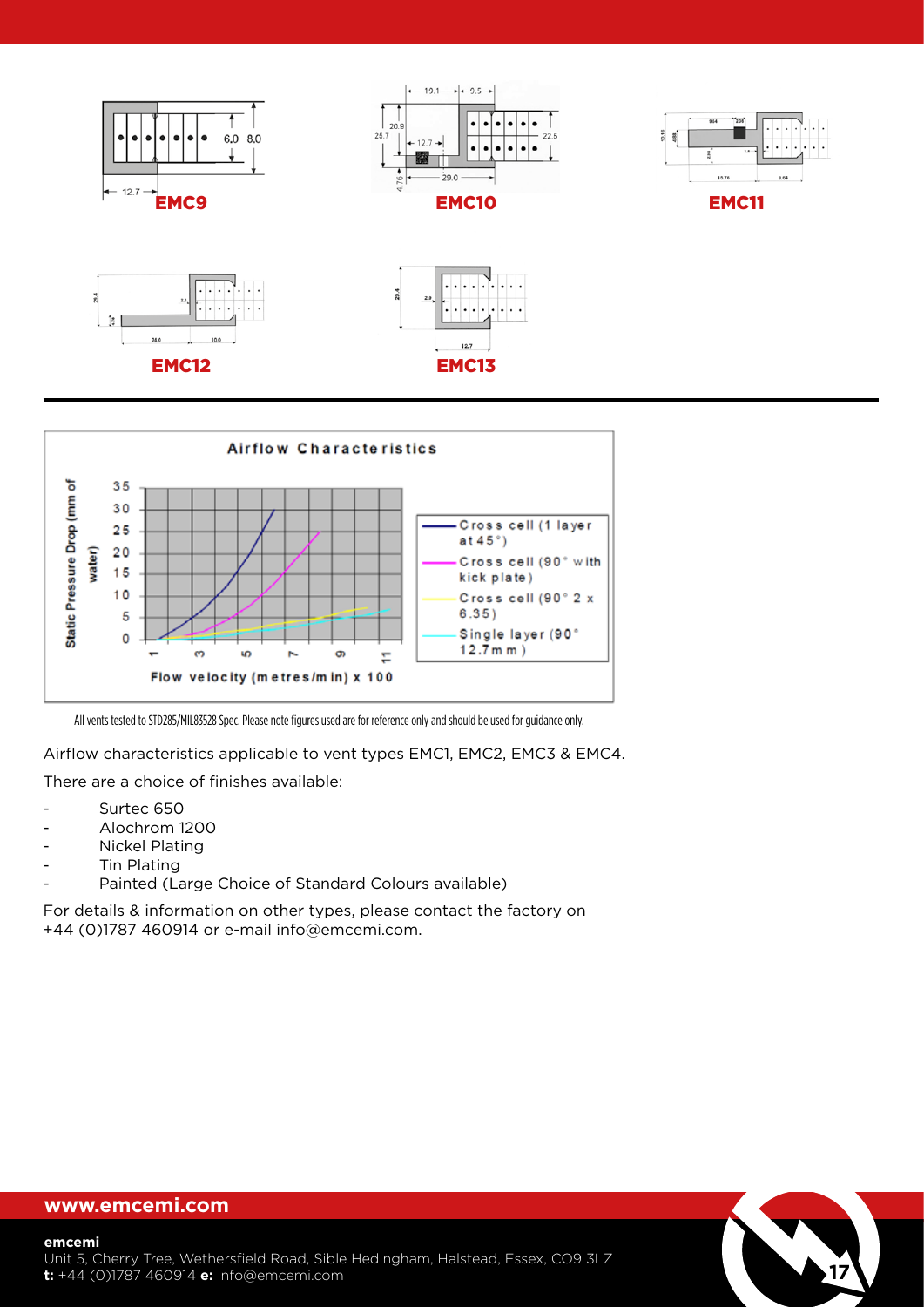12.7

6.0

8.0

**EMC9**

19.1

9.5

20.9

28.7

12.7

22.5

4.76

29.0

**EMC10**

**EMC11**

**EMC12**

**EMC13**

Airflow Characteristics

Static Pressure Drop (mm of water)

35

30

25

20

15

10

5

0

1

3

5

7

9

11

Flow velocity (metres/min) x 100

Cross cell (1 layer at 45°)

Cross cell (90° with kick plate)

Cross cell (90° 2 x 6.35)

Single layer (90° 12.7mm)

All vents tested to STD285/MIL83528 Spec. Please note figures used are for reference only and should be used for guidance only.

Airflow characteristics applicable to vent types EMC1, EMC2, EMC3 & EMC4.

There are a choice of finishes available:

- Surtec 650
- Alochrom 1200
- Nickel Plating
- Tin Plating
- Painted (Large Choice of Standard Colours available)

For details & information on other types, please contact the factory on +44 (0)1787 460914 or e-mail info@emcemi.com.

www.emcemi.com

**emcemi**
Unit 5, Cherry Tree, Wethersfield Road, Sible Hedingham, Halstead, Essex, CO9 3LZ
**t:** +44 (0)1787 460914 **e:** info@emcemi.com